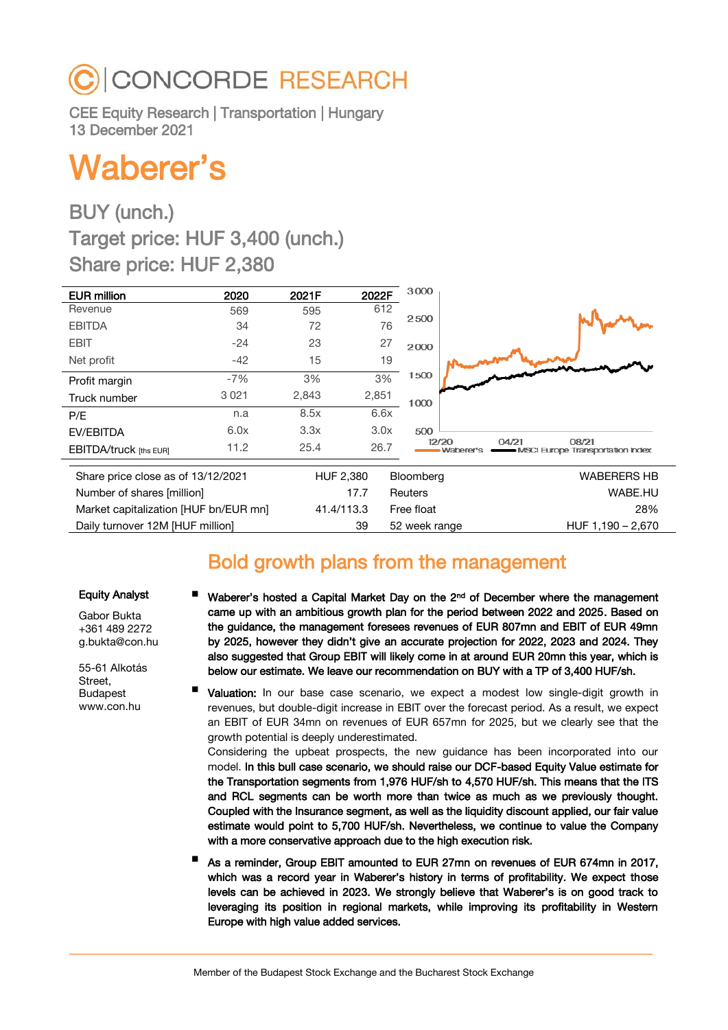# CONCORDE RESEARCH

CEE Equity Research | Transportation | Hungary
13 December 2021

# Waberer's

## BUY (unch.)
## Target price: HUF 3,400 (unch.)
## Share price: HUF 2,380

| EUR million | 2020 | 2021F | 2022F |
|---|---|---|---|
| Revenue | 569 | 595 | 612 |
| EBITDA | 34 | 72 | 76 |
| EBIT | -24 | 23 | 27 |
| Net profit | -42 | 15 | 19 |
| Profit margin | -7% | 3% | 3% |
| Truck number | 3 021 | 2,843 | 2,851 |
| P/E | n.a | 8.5x | 6.6x |
| EV/EBITDA | 6.0x | 3.3x | 3.0x |
| EBITDA/truck [ths EUR] | 11.2 | 25.4 | 26.7 |

| | | | |
|---|---|---|---|
| Share price close as of 13/12/2021 | HUF 2,380 | Bloomberg | WABERERS HB |
| Number of shares [million] | 17.7 | Reuters | WABE.HU |
| Market capitalization [HUF bn/EUR mn] | 41.4/113.3 | Free float | 28% |
| Daily turnover 12M [HUF million] | 39 | 52 week range | HUF 1,190 – 2,670 |

## Bold growth plans from the management

**Equity Analyst**

Gabor Bukta
+361 489 2272
g.bukta@con.hu

55-61 Alkotás Street, Budapest
www.con.hu

- **Waberer's hosted a Capital Market Day on the 2nd of December where the management came up with an ambitious growth plan for the period between 2022 and 2025. Based on the guidance, the management foresees revenues of EUR 807mn and EBIT of EUR 49mn by 2025, however they didn't give an accurate projection for 2022, 2023 and 2024. They also suggested that Group EBIT will likely come in at around EUR 20mn this year, which is below our estimate. We leave our recommendation on BUY with a TP of 3,400 HUF/sh.**
- **Valuation:** In our base case scenario, we expect a modest low single-digit growth in revenues, but double-digit increase in EBIT over the forecast period. As a result, we expect an EBIT of EUR 34mn on revenues of EUR 657mn for 2025, but we clearly see that the growth potential is deeply underestimated.
  Considering the upbeat prospects, the new guidance has been incorporated into our model. **In this bull case scenario, we should raise our DCF-based Equity Value estimate for the Transportation segments from 1,976 HUF/sh to 4,570 HUF/sh. This means that the ITS and RCL segments can be worth more than twice as much as we previously thought. Coupled with the Insurance segment, as well as the liquidity discount applied, our fair value estimate would point to 5,700 HUF/sh. Nevertheless, we continue to value the Company with a more conservative approach due to the high execution risk.**
- **As a reminder, Group EBIT amounted to EUR 27mn on revenues of EUR 674mn in 2017, which was a record year in Waberer's history in terms of profitability. We expect those levels can be achieved in 2023. We strongly believe that Waberer's is on good track to leveraging its position in regional markets, while improving its profitability in Western Europe with high value added services.**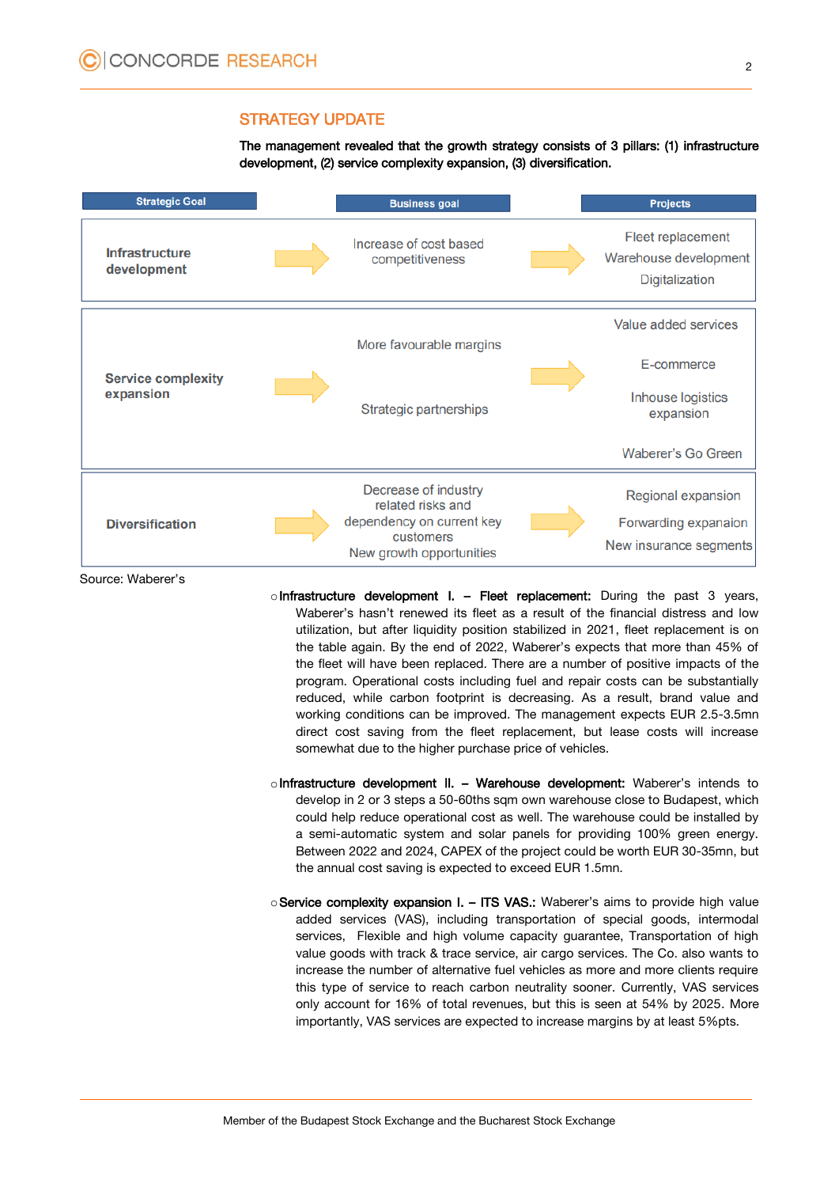## STRATEGY UPDATE

**The management revealed that the growth strategy consists of 3 pillars: (1) infrastructure development, (2) service complexity expansion, (3) diversification.**

| Strategic Goal | Business goal | Projects |
|---|---|---|
| **Infrastructure development** | Increase of cost based competitiveness | Fleet replacement<br>Warehouse development<br>Digitalization |
| **Service complexity expansion** | More favourable margins<br>Strategic partnerships | Value added services<br>E-commerce<br>Inhouse logistics expansion<br>Waberer's Go Green |
| **Diversification** | Decrease of industry related risks and dependency on current key customers<br>New growth opportunities | Regional expansion<br>Forwarding expanaion<br>New insurance segments |

Source: Waberer's

- **Infrastructure development I. – Fleet replacement:** During the past 3 years, Waberer's hasn't renewed its fleet as a result of the financial distress and low utilization, but after liquidity position stabilized in 2021, fleet replacement is on the table again. By the end of 2022, Waberer's expects that more than 45% of the fleet will have been replaced. There are a number of positive impacts of the program. Operational costs including fuel and repair costs can be substantially reduced, while carbon footprint is decreasing. As a result, brand value and working conditions can be improved. The management expects EUR 2.5-3.5mn direct cost saving from the fleet replacement, but lease costs will increase somewhat due to the higher purchase price of vehicles.

- **Infrastructure development II. – Warehouse development:** Waberer's intends to develop in 2 or 3 steps a 50-60ths sqm own warehouse close to Budapest, which could help reduce operational cost as well. The warehouse could be installed by a semi-automatic system and solar panels for providing 100% green energy. Between 2022 and 2024, CAPEX of the project could be worth EUR 30-35mn, but the annual cost saving is expected to exceed EUR 1.5mn.

- **Service complexity expansion I. – ITS VAS.:** Waberer's aims to provide high value added services (VAS), including transportation of special goods, intermodal services, Flexible and high volume capacity guarantee, Transportation of high value goods with track & trace service, air cargo services. The Co. also wants to increase the number of alternative fuel vehicles as more and more clients require this type of service to reach carbon neutrality sooner. Currently, VAS services only account for 16% of total revenues, but this is seen at 54% by 2025. More importantly, VAS services are expected to increase margins by at least 5%pts.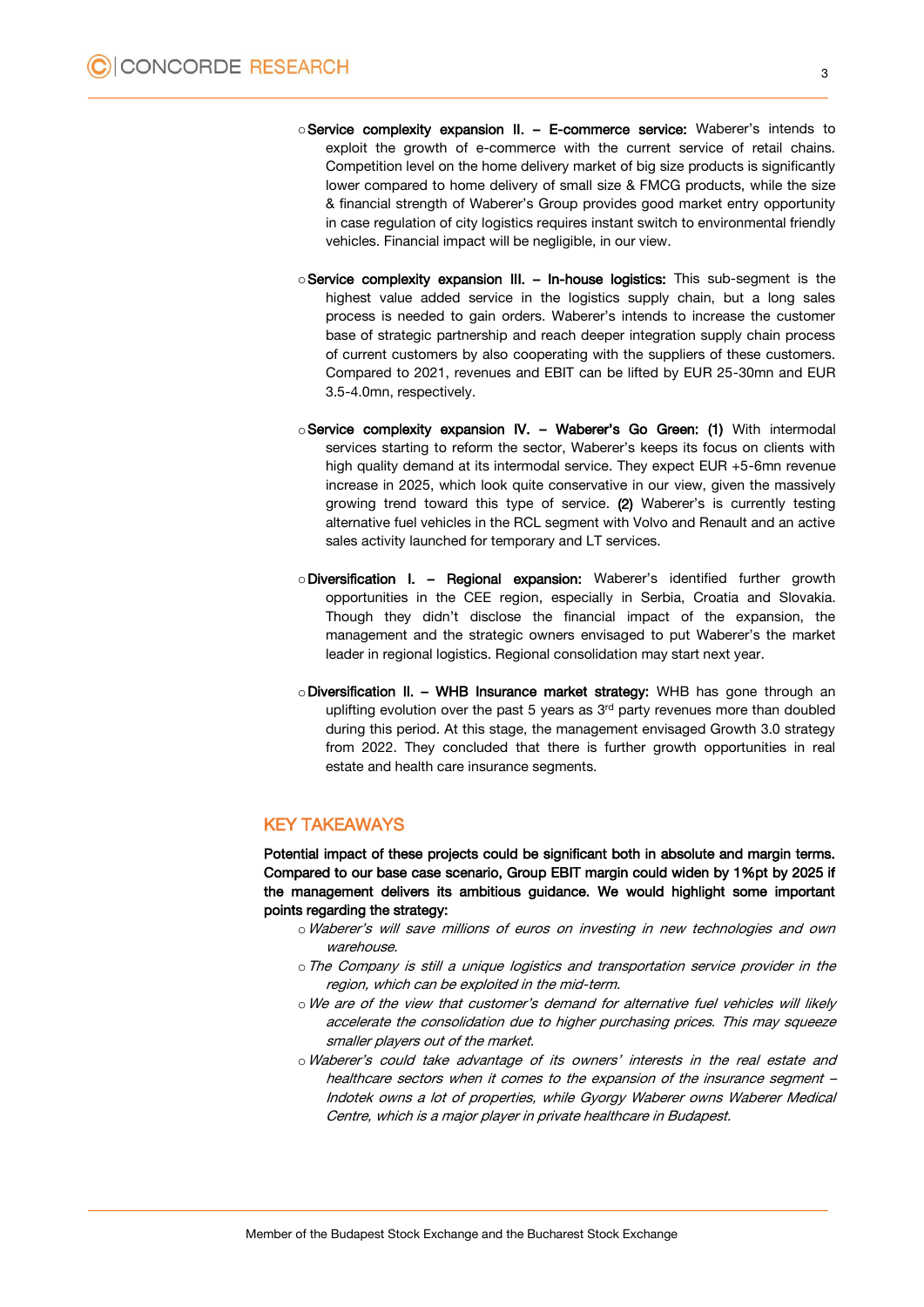- **Service complexity expansion II. – E-commerce service:** Waberer's intends to exploit the growth of e-commerce with the current service of retail chains. Competition level on the home delivery market of big size products is significantly lower compared to home delivery of small size & FMCG products, while the size & financial strength of Waberer's Group provides good market entry opportunity in case regulation of city logistics requires instant switch to environmental friendly vehicles. Financial impact will be negligible, in our view.

- **Service complexity expansion III. – In-house logistics:** This sub-segment is the highest value added service in the logistics supply chain, but a long sales process is needed to gain orders. Waberer's intends to increase the customer base of strategic partnership and reach deeper integration supply chain process of current customers by also cooperating with the suppliers of these customers. Compared to 2021, revenues and EBIT can be lifted by EUR 25-30mn and EUR 3.5-4.0mn, respectively.

- **Service complexity expansion IV. – Waberer's Go Green: (1)** With intermodal services starting to reform the sector, Waberer's keeps its focus on clients with high quality demand at its intermodal service. They expect EUR +5-6mn revenue increase in 2025, which look quite conservative in our view, given the massively growing trend toward this type of service. **(2)** Waberer's is currently testing alternative fuel vehicles in the RCL segment with Volvo and Renault and an active sales activity launched for temporary and LT services.

- **Diversification I. – Regional expansion:** Waberer's identified further growth opportunities in the CEE region, especially in Serbia, Croatia and Slovakia. Though they didn't disclose the financial impact of the expansion, the management and the strategic owners envisaged to put Waberer's the market leader in regional logistics. Regional consolidation may start next year.

- **Diversification II. – WHB Insurance market strategy:** WHB has gone through an uplifting evolution over the past 5 years as 3rd party revenues more than doubled during this period. At this stage, the management envisaged Growth 3.0 strategy from 2022. They concluded that there is further growth opportunities in real estate and health care insurance segments.

## KEY TAKEAWAYS

**Potential impact of these projects could be significant both in absolute and margin terms. Compared to our base case scenario, Group EBIT margin could widen by 1%pt by 2025 if the management delivers its ambitious guidance. We would highlight some important points regarding the strategy:**

- *Waberer's will save millions of euros on investing in new technologies and own warehouse.*
- *The Company is still a unique logistics and transportation service provider in the region, which can be exploited in the mid-term.*
- *We are of the view that customer's demand for alternative fuel vehicles will likely accelerate the consolidation due to higher purchasing prices. This may squeeze smaller players out of the market.*
- *Waberer's could take advantage of its owners' interests in the real estate and healthcare sectors when it comes to the expansion of the insurance segment – Indotek owns a lot of properties, while Gyorgy Waberer owns Waberer Medical Centre, which is a major player in private healthcare in Budapest.*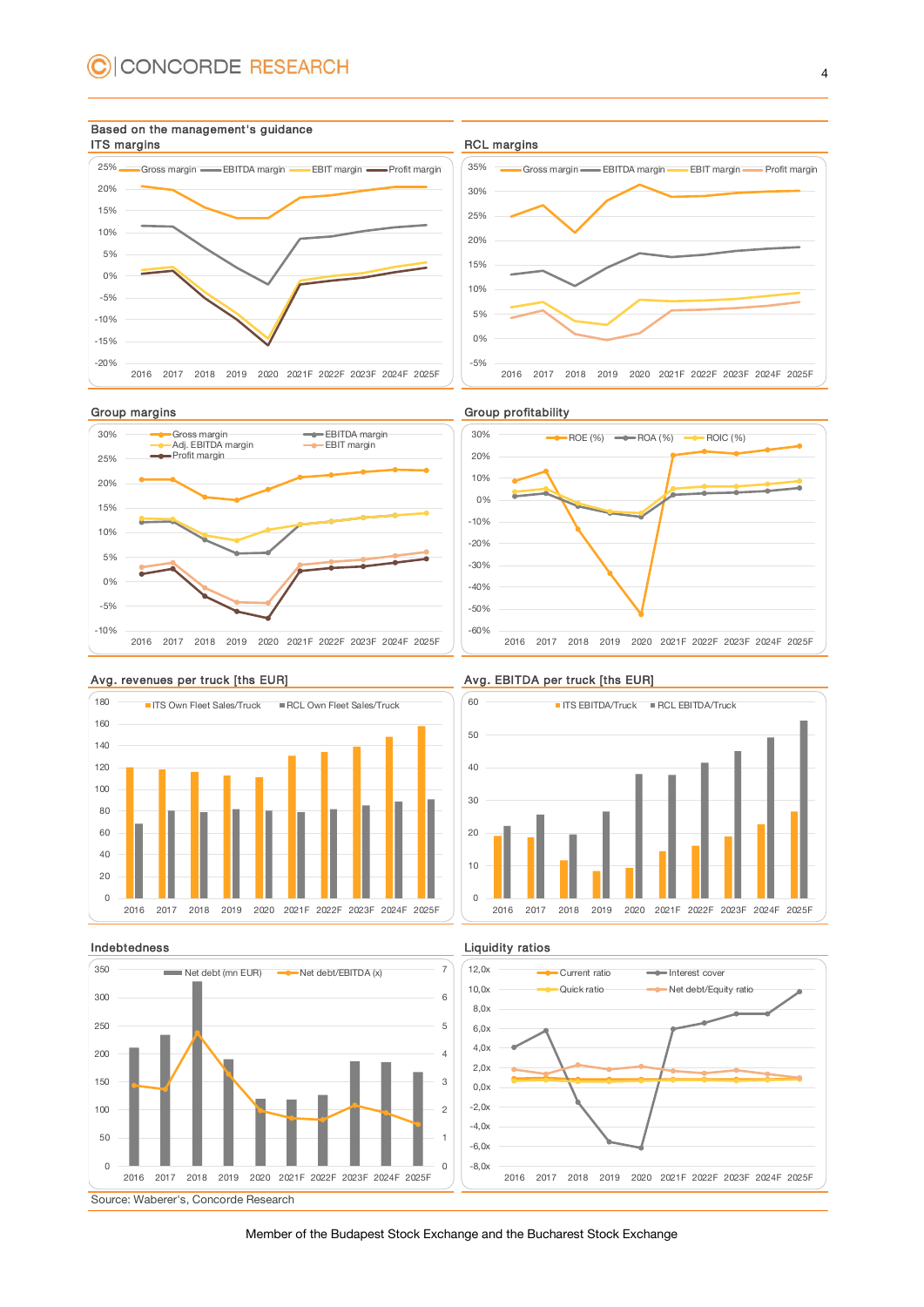Based on the management's guidance

**ITS margins**

Gross margin, EBITDA margin, EBIT margin, Profit margin

2016 2017 2018 2019 2020 2021F 2022F 2023F 2024F 2025F

**RCL margins**

Gross margin, EBITDA margin, EBIT margin, Profit margin

2016 2017 2018 2019 2020 2021F 2022F 2023F 2024F 2025F

**Group margins**

Gross margin, EBITDA margin, Adj. EBITDA margin, EBIT margin, Profit margin

2016 2017 2018 2019 2020 2021F 2022F 2023F 2024F 2025F

**Group profitability**

ROE (%), ROA (%), ROIC (%)

2016 2017 2018 2019 2020 2021F 2022F 2023F 2024F 2025F

**Avg. revenues per truck [ths EUR]**

ITS Own Fleet Sales/Truck, RCL Own Fleet Sales/Truck

2016 2017 2018 2019 2020 2021F 2022F 2023F 2024F 2025F

**Avg. EBITDA per truck [ths EUR]**

ITS EBITDA/Truck, RCL EBITDA/Truck

2016 2017 2018 2019 2020 2021F 2022F 2023F 2024F 2025F

**Indebtedness**

Net debt (mn EUR), Net debt/EBITDA (x)

2016 2017 2018 2019 2020 2021F 2022F 2023F 2024F 2025F

**Liquidity ratios**

Current ratio, Interest cover, Quick ratio, Net debt/Equity ratio

2016 2017 2018 2019 2020 2021F 2022F 2023F 2024F 2025F

Source: Waberer's, Concorde Research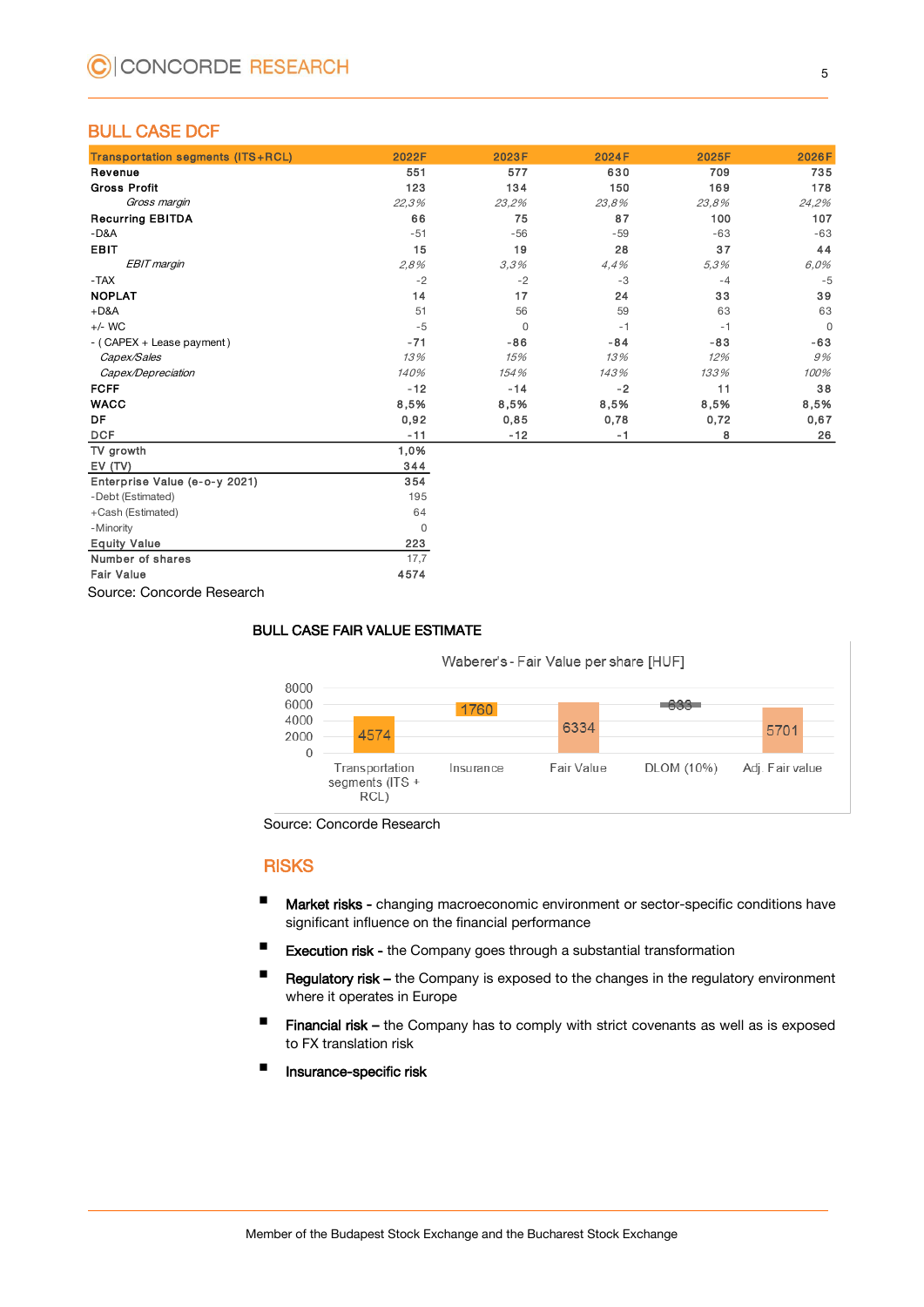## BULL CASE DCF

| Transportation segments (ITS+RCL) | 2022F | 2023F | 2024F | 2025F | 2026F |
|---|---|---|---|---|---|
| **Revenue** | 551 | 577 | 630 | 709 | 735 |
| **Gross Profit** | 123 | 134 | 150 | 169 | 178 |
| *Gross margin* | *22,3%* | *23,2%* | *23,8%* | *23,8%* | *24,2%* |
| **Recurring EBITDA** | 66 | 75 | 87 | 100 | 107 |
| -D&A | -51 | -56 | -59 | -63 | -63 |
| **EBIT** | 15 | 19 | 28 | 37 | 44 |
| *EBIT margin* | *2,8%* | *3,3%* | *4,4%* | *5,3%* | *6,0%* |
| -TAX | -2 | -2 | -3 | -4 | -5 |
| **NOPLAT** | 14 | 17 | 24 | 33 | 39 |
| +D&A | 51 | 56 | 59 | 63 | 63 |
| +/- WC | -5 | 0 | -1 | -1 | 0 |
| - ( CAPEX + Lease payment ) | -71 | -86 | -84 | -83 | -63 |
| *Capex/Sales* | *13%* | *15%* | *13%* | *12%* | *9%* |
| *Capex/Depreciation* | *140%* | *154%* | *143%* | *133%* | *100%* |
| **FCFF** | -12 | -14 | -2 | 11 | 38 |
| **WACC** | 8,5% | 8,5% | 8,5% | 8,5% | 8,5% |
| **DF** | 0,92 | 0,85 | 0,78 | 0,72 | 0,67 |
| **DCF** | -11 | -12 | -1 | 8 | 26 |
| TV growth | 1,0% | | | | |
| EV (TV) | 344 | | | | |
| Enterprise Value (e-o-y 2021) | 354 | | | | |
| -Debt (Estimated) | 195 | | | | |
| +Cash (Estimated) | 64 | | | | |
| -Minority | 0 | | | | |
| Equity Value | 223 | | | | |
| Number of shares | 17,7 | | | | |
| Fair Value | 4574 | | | | |

Source: Concorde Research

### BULL CASE FAIR VALUE ESTIMATE

Waberer's - Fair Value per share [HUF]

| | Transportation segments (ITS + RCL) | Insurance | Fair Value | DLOM (10%) | Adj. Fair value |
|---|---|---|---|---|---|
| HUF | 4574 | 1760 | 6334 | 633 | 5701 |

Source: Concorde Research

## RISKS

- **Market risks -** changing macroeconomic environment or sector-specific conditions have significant influence on the financial performance
- **Execution risk -** the Company goes through a substantial transformation
- **Regulatory risk –** the Company is exposed to the changes in the regulatory environment where it operates in Europe
- **Financial risk –** the Company has to comply with strict covenants as well as is exposed to FX translation risk
- **Insurance-specific risk**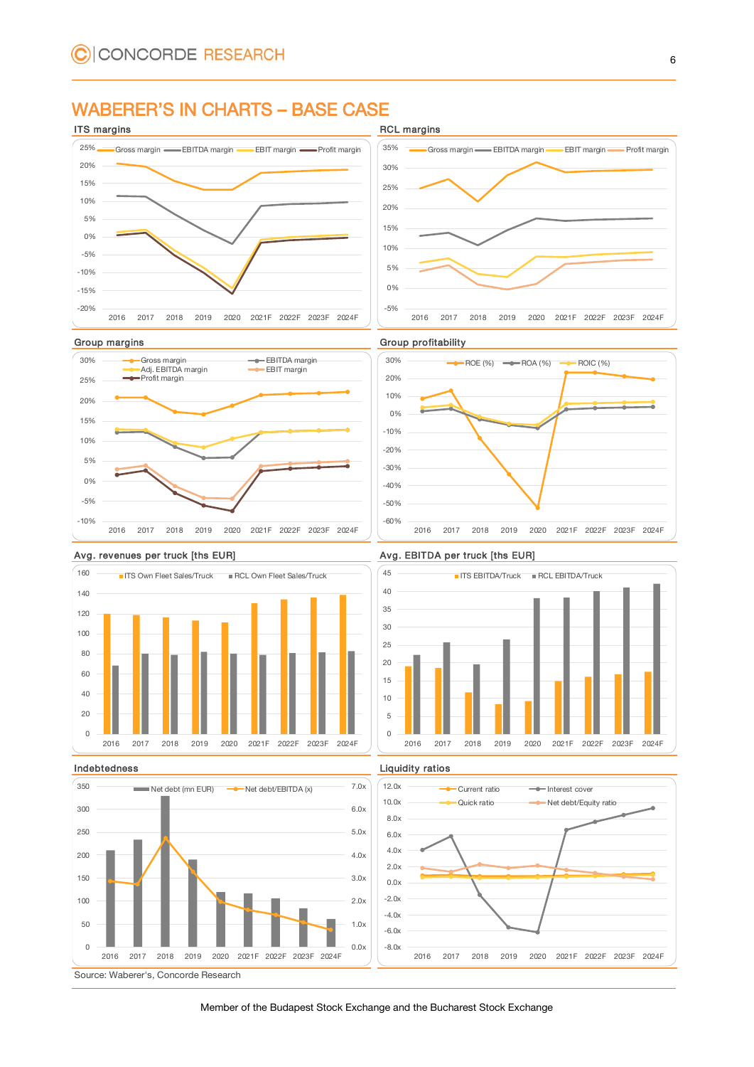# WABERER'S IN CHARTS – BASE CASE

### ITS margins

### RCL margins

### Group margins

### Group profitability

### Avg. revenues per truck [ths EUR]

### Avg. EBITDA per truck [ths EUR]

### Indebtedness

### Liquidity ratios

Source: Waberer's, Concorde Research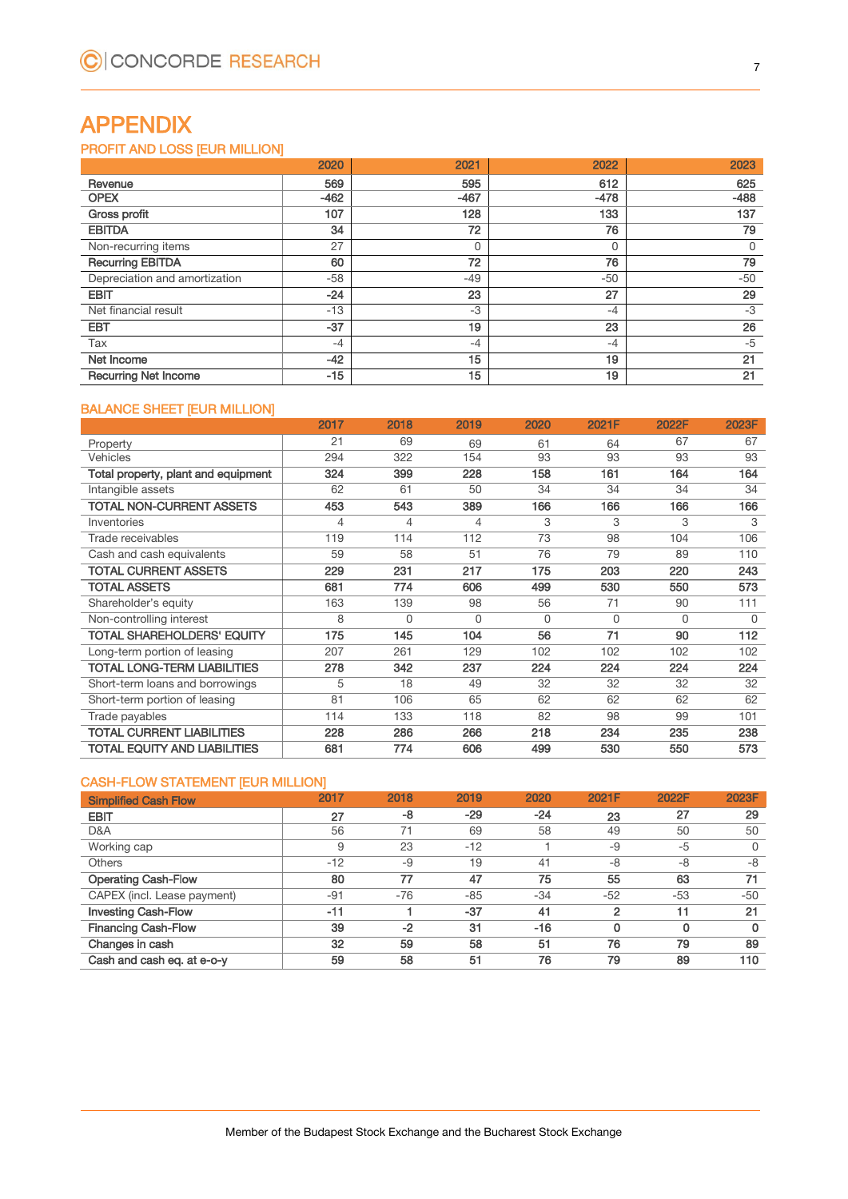# APPENDIX

## PROFIT AND LOSS [EUR MILLION]

| | 2020 | 2021 | 2022 | 2023 |
|---|---|---|---|---|
| **Revenue** | **569** | **595** | **612** | **625** |
| **OPEX** | **-462** | **-467** | **-478** | **-488** |
| **Gross profit** | **107** | **128** | **133** | **137** |
| **EBITDA** | **34** | **72** | **76** | **79** |
| Non-recurring items | 27 | 0 | 0 | 0 |
| **Recurring EBITDA** | **60** | **72** | **76** | **79** |
| Depreciation and amortization | -58 | -49 | -50 | -50 |
| **EBIT** | **-24** | **23** | **27** | **29** |
| Net financial result | -13 | -3 | -4 | -3 |
| **EBT** | **-37** | **19** | **23** | **26** |
| Tax | -4 | -4 | -4 | -5 |
| **Net Income** | **-42** | **15** | **19** | **21** |
| **Recurring Net Income** | **-15** | **15** | **19** | **21** |

## BALANCE SHEET [EUR MILLION]

| | 2017 | 2018 | 2019 | 2020 | 2021F | 2022F | 2023F |
|---|---|---|---|---|---|---|---|
| Property | 21 | 69 | 69 | 61 | 64 | 67 | 67 |
| Vehicles | 294 | 322 | 154 | 93 | 93 | 93 | 93 |
| **Total property, plant and equipment** | **324** | **399** | **228** | **158** | **161** | **164** | **164** |
| Intangible assets | 62 | 61 | 50 | 34 | 34 | 34 | 34 |
| **TOTAL NON-CURRENT ASSETS** | **453** | **543** | **389** | **166** | **166** | **166** | **166** |
| Inventories | 4 | 4 | 4 | 3 | 3 | 3 | 3 |
| Trade receivables | 119 | 114 | 112 | 73 | 98 | 104 | 106 |
| Cash and cash equivalents | 59 | 58 | 51 | 76 | 79 | 89 | 110 |
| **TOTAL CURRENT ASSETS** | **229** | **231** | **217** | **175** | **203** | **220** | **243** |
| **TOTAL ASSETS** | **681** | **774** | **606** | **499** | **530** | **550** | **573** |
| Shareholder's equity | 163 | 139 | 98 | 56 | 71 | 90 | 111 |
| Non-controlling interest | 8 | 0 | 0 | 0 | 0 | 0 | 0 |
| **TOTAL SHAREHOLDERS' EQUITY** | **175** | **145** | **104** | **56** | **71** | **90** | **112** |
| Long-term portion of leasing | 207 | 261 | 129 | 102 | 102 | 102 | 102 |
| **TOTAL LONG-TERM LIABILITIES** | **278** | **342** | **237** | **224** | **224** | **224** | **224** |
| Short-term loans and borrowings | 5 | 18 | 49 | 32 | 32 | 32 | 32 |
| Short-term portion of leasing | 81 | 106 | 65 | 62 | 62 | 62 | 62 |
| Trade payables | 114 | 133 | 118 | 82 | 98 | 99 | 101 |
| **TOTAL CURRENT LIABILITIES** | **228** | **286** | **266** | **218** | **234** | **235** | **238** |
| **TOTAL EQUITY AND LIABILITIES** | **681** | **774** | **606** | **499** | **530** | **550** | **573** |

## CASH-FLOW STATEMENT [EUR MILLION]

| Simplified Cash Flow | 2017 | 2018 | 2019 | 2020 | 2021F | 2022F | 2023F |
|---|---|---|---|---|---|---|---|
| **EBIT** | **27** | **-8** | **-29** | **-24** | **23** | **27** | **29** |
| D&A | 56 | 71 | 69 | 58 | 49 | 50 | 50 |
| Working cap | 9 | 23 | -12 | 1 | -9 | -5 | 0 |
| Others | -12 | -9 | 19 | 41 | -8 | -8 | -8 |
| **Operating Cash-Flow** | **80** | **77** | **47** | **75** | **55** | **63** | **71** |
| CAPEX (incl. Lease payment) | -91 | -76 | -85 | -34 | -52 | -53 | -50 |
| **Investing Cash-Flow** | **-11** | **1** | **-37** | **41** | **2** | **11** | **21** |
| **Financing Cash-Flow** | **39** | **-2** | **31** | **-16** | **0** | **0** | **0** |
| **Changes in cash** | **32** | **59** | **58** | **51** | **76** | **79** | **89** |
| **Cash and cash eq. at e-o-y** | **59** | **58** | **51** | **76** | **79** | **89** | **110** |

Member of the Budapest Stock Exchange and the Bucharest Stock Exchange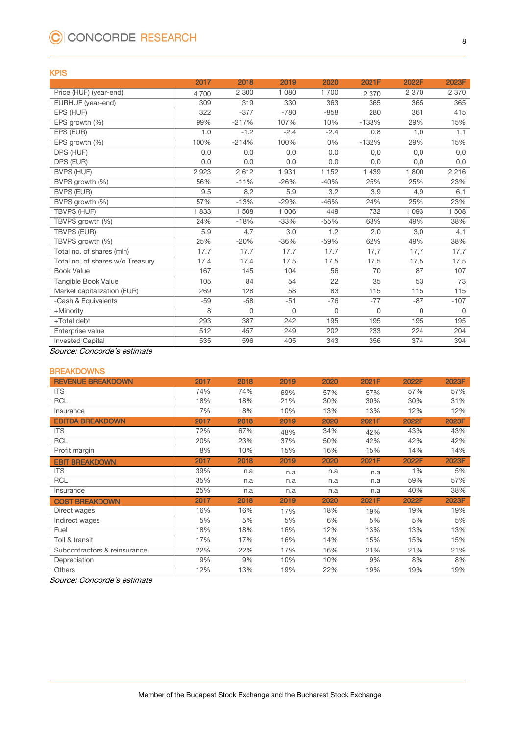## KPIS

| | 2017 | 2018 | 2019 | 2020 | 2021F | 2022F | 2023F |
|---|---|---|---|---|---|---|---|
| Price (HUF) (year-end) | 4 700 | 2 300 | 1 080 | 1 700 | 2 370 | 2 370 | 2 370 |
| EURHUF (year-end) | 309 | 319 | 330 | 363 | 365 | 365 | 365 |
| EPS (HUF) | 322 | -377 | -780 | -858 | 280 | 361 | 415 |
| EPS growth (%) | 99% | -217% | 107% | 10% | -133% | 29% | 15% |
| EPS (EUR) | 1.0 | -1.2 | -2.4 | -2.4 | 0,8 | 1,0 | 1,1 |
| EPS growth (%) | 100% | -214% | 100% | 0% | -132% | 29% | 15% |
| DPS (HUF) | 0.0 | 0.0 | 0.0 | 0.0 | 0,0 | 0,0 | 0,0 |
| DPS (EUR) | 0.0 | 0.0 | 0.0 | 0.0 | 0,0 | 0,0 | 0,0 |
| BVPS (HUF) | 2 923 | 2 612 | 1 931 | 1 152 | 1 439 | 1 800 | 2 216 |
| BVPS growth (%) | 56% | -11% | -26% | -40% | 25% | 25% | 23% |
| BVPS (EUR) | 9.5 | 8.2 | 5.9 | 3.2 | 3,9 | 4,9 | 6,1 |
| BVPS growth (%) | 57% | -13% | -29% | -46% | 24% | 25% | 23% |
| TBVPS (HUF) | 1 833 | 1 508 | 1 006 | 449 | 732 | 1 093 | 1 508 |
| TBVPS growth (%) | 24% | -18% | -33% | -55% | 63% | 49% | 38% |
| TBVPS (EUR) | 5.9 | 4.7 | 3.0 | 1.2 | 2,0 | 3,0 | 4,1 |
| TBVPS growth (%) | 25% | -20% | -36% | -59% | 62% | 49% | 38% |
| Total no. of shares (mln) | 17.7 | 17.7 | 17.7 | 17.7 | 17,7 | 17,7 | 17,7 |
| Total no. of shares w/o Treasury | 17.4 | 17.4 | 17.5 | 17.5 | 17,5 | 17,5 | 17,5 |
| Book Value | 167 | 145 | 104 | 56 | 70 | 87 | 107 |
| Tangible Book Value | 105 | 84 | 54 | 22 | 35 | 53 | 73 |
| Market capitalization (EUR) | 269 | 128 | 58 | 83 | 115 | 115 | 115 |
| -Cash & Equivalents | -59 | -58 | -51 | -76 | -77 | -87 | -107 |
| +Minority | 8 | 0 | 0 | 0 | 0 | 0 | 0 |
| +Total debt | 293 | 387 | 242 | 195 | 195 | 195 | 195 |
| Enterprise value | 512 | 457 | 249 | 202 | 233 | 224 | 204 |
| Invested Capital | 535 | 596 | 405 | 343 | 356 | 374 | 394 |

*Source: Concorde's estimate*

## BREAKDOWNS

| REVENUE BREAKDOWN | 2017 | 2018 | 2019 | 2020 | 2021F | 2022F | 2023F |
|---|---|---|---|---|---|---|---|
| ITS | 74% | 74% | 69% | 57% | 57% | 57% | 57% |
| RCL | 18% | 18% | 21% | 30% | 30% | 30% | 31% |
| Insurance | 7% | 8% | 10% | 13% | 13% | 12% | 12% |
| **EBITDA BREAKDOWN** | **2017** | **2018** | **2019** | **2020** | **2021F** | **2022F** | **2023F** |
| ITS | 72% | 67% | 48% | 34% | 42% | 43% | 43% |
| RCL | 20% | 23% | 37% | 50% | 42% | 42% | 42% |
| Profit margin | 8% | 10% | 15% | 16% | 15% | 14% | 14% |
| **EBIT BREAKDOWN** | **2017** | **2018** | **2019** | **2020** | **2021F** | **2022F** | **2023F** |
| ITS | 39% | n.a | n.a | n.a | n.a | 1% | 5% |
| RCL | 35% | n.a | n.a | n.a | n.a | 59% | 57% |
| Insurance | 25% | n.a | n.a | n.a | n.a | 40% | 38% |
| **COST BREAKDOWN** | **2017** | **2018** | **2019** | **2020** | **2021F** | **2022F** | **2023F** |
| Direct wages | 16% | 16% | 17% | 18% | 19% | 19% | 19% |
| Indirect wages | 5% | 5% | 5% | 6% | 5% | 5% | 5% |
| Fuel | 18% | 18% | 16% | 12% | 13% | 13% | 13% |
| Toll & transit | 17% | 17% | 16% | 14% | 15% | 15% | 15% |
| Subcontractors & reinsurance | 22% | 22% | 17% | 16% | 21% | 21% | 21% |
| Depreciation | 9% | 9% | 10% | 10% | 9% | 8% | 8% |
| Others | 12% | 13% | 19% | 22% | 19% | 19% | 19% |

*Source: Concorde's estimate*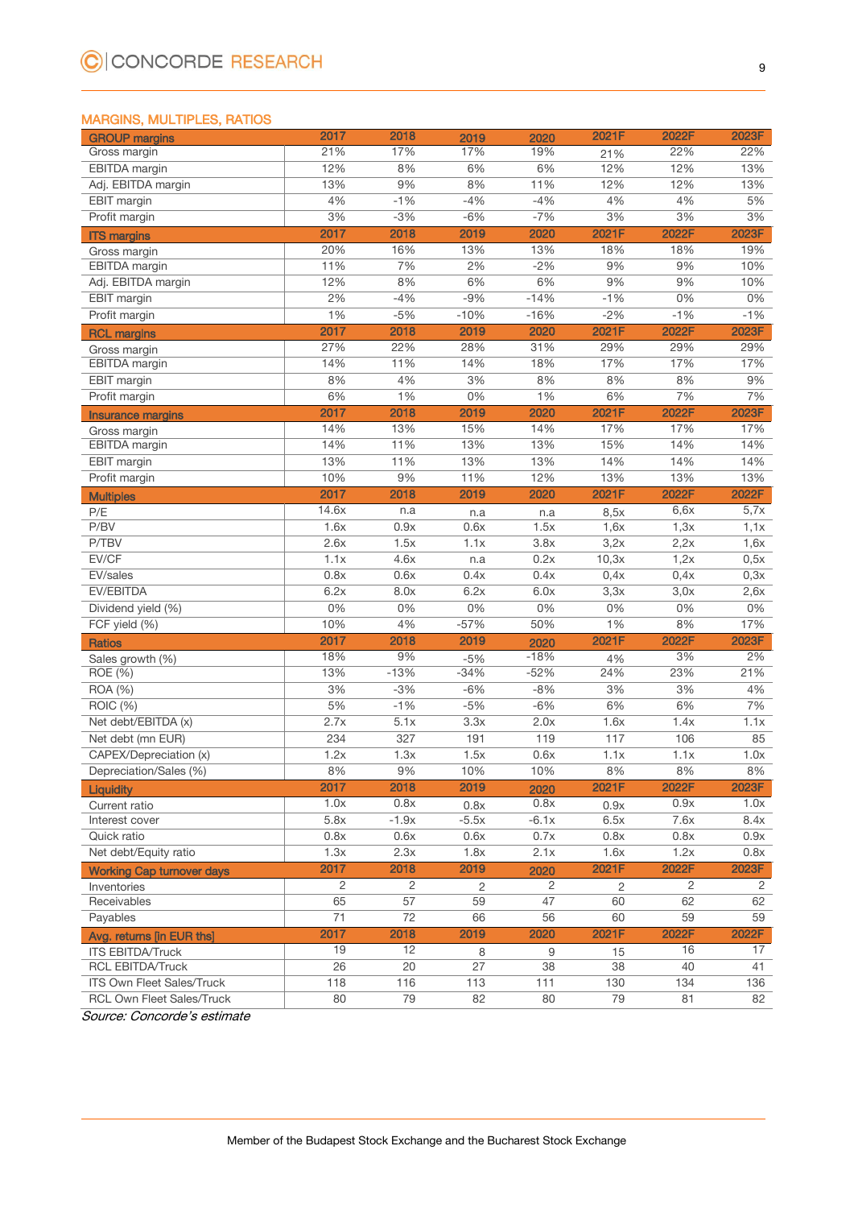## MARGINS, MULTIPLES, RATIOS

| GROUP margins | 2017 | 2018 | 2019 | 2020 | 2021F | 2022F | 2023F |
|---|---|---|---|---|---|---|---|
| Gross margin | 21% | 17% | 17% | 19% | 21% | 22% | 22% |
| EBITDA margin | 12% | 8% | 6% | 6% | 12% | 12% | 13% |
| Adj. EBITDA margin | 13% | 9% | 8% | 11% | 12% | 12% | 13% |
| EBIT margin | 4% | -1% | -4% | -4% | 4% | 4% | 5% |
| Profit margin | 3% | -3% | -6% | -7% | 3% | 3% | 3% |
| **ITS margins** | **2017** | **2018** | **2019** | **2020** | **2021F** | **2022F** | **2023F** |
| Gross margin | 20% | 16% | 13% | 13% | 18% | 18% | 19% |
| EBITDA margin | 11% | 7% | 2% | -2% | 9% | 9% | 10% |
| Adj. EBITDA margin | 12% | 8% | 6% | 6% | 9% | 9% | 10% |
| EBIT margin | 2% | -4% | -9% | -14% | -1% | 0% | 0% |
| Profit margin | 1% | -5% | -10% | -16% | -2% | -1% | -1% |
| **RCL margins** | **2017** | **2018** | **2019** | **2020** | **2021F** | **2022F** | **2023F** |
| Gross margin | 27% | 22% | 28% | 31% | 29% | 29% | 29% |
| EBITDA margin | 14% | 11% | 14% | 18% | 17% | 17% | 17% |
| EBIT margin | 8% | 4% | 3% | 8% | 8% | 8% | 9% |
| Profit margin | 6% | 1% | 0% | 1% | 6% | 7% | 7% |
| **Insurance margins** | **2017** | **2018** | **2019** | **2020** | **2021F** | **2022F** | **2023F** |
| Gross margin | 14% | 13% | 15% | 14% | 17% | 17% | 17% |
| EBITDA margin | 14% | 11% | 13% | 13% | 15% | 14% | 14% |
| EBIT margin | 13% | 11% | 13% | 13% | 14% | 14% | 14% |
| Profit margin | 10% | 9% | 11% | 12% | 13% | 13% | 13% |
| **Multiples** | **2017** | **2018** | **2019** | **2020** | **2021F** | **2022F** | **2022F** |
| P/E | 14.6x | n.a | n.a | n.a | 8,5x | 6,6x | 5,7x |
| P/BV | 1.6x | 0.9x | 0.6x | 1.5x | 1,6x | 1,3x | 1,1x |
| P/TBV | 2.6x | 1.5x | 1.1x | 3.8x | 3,2x | 2,2x | 1,6x |
| EV/CF | 1.1x | 4.6x | n.a | 0.2x | 10,3x | 1,2x | 0,5x |
| EV/sales | 0.8x | 0.6x | 0.4x | 0.4x | 0,4x | 0,4x | 0,3x |
| EV/EBITDA | 6.2x | 8.0x | 6.2x | 6.0x | 3,3x | 3,0x | 2,6x |
| Dividend yield (%) | 0% | 0% | 0% | 0% | 0% | 0% | 0% |
| FCF yield (%) | 10% | 4% | -57% | 50% | 1% | 8% | 17% |
| **Ratios** | **2017** | **2018** | **2019** | **2020** | **2021F** | **2022F** | **2023F** |
| Sales growth (%) | 18% | 9% | -5% | -18% | 4% | 3% | 2% |
| ROE (%) | 13% | -13% | -34% | -52% | 24% | 23% | 21% |
| ROA (%) | 3% | -3% | -6% | -8% | 3% | 3% | 4% |
| ROIC (%) | 5% | -1% | -5% | -6% | 6% | 6% | 7% |
| Net debt/EBITDA (x) | 2.7x | 5.1x | 3.3x | 2.0x | 1.6x | 1.4x | 1.1x |
| Net debt (mn EUR) | 234 | 327 | 191 | 119 | 117 | 106 | 85 |
| CAPEX/Depreciation (x) | 1.2x | 1.3x | 1.5x | 0.6x | 1.1x | 1.1x | 1.0x |
| Depreciation/Sales (%) | 8% | 9% | 10% | 10% | 8% | 8% | 8% |
| **Liquidity** | **2017** | **2018** | **2019** | **2020** | **2021F** | **2022F** | **2023F** |
| Current ratio | 1.0x | 0.8x | 0.8x | 0.8x | 0.9x | 0.9x | 1.0x |
| Interest cover | 5.8x | -1.9x | -5.5x | -6.1x | 6.5x | 7.6x | 8.4x |
| Quick ratio | 0.8x | 0.6x | 0.6x | 0.7x | 0.8x | 0.8x | 0.9x |
| Net debt/Equity ratio | 1.3x | 2.3x | 1.8x | 2.1x | 1.6x | 1.2x | 0.8x |
| **Working Cap turnover days** | **2017** | **2018** | **2019** | **2020** | **2021F** | **2022F** | **2023F** |
| Inventories | 2 | 2 | 2 | 2 | 2 | 2 | 2 |
| Receivables | 65 | 57 | 59 | 47 | 60 | 62 | 62 |
| Payables | 71 | 72 | 66 | 56 | 60 | 59 | 59 |
| **Avg. returns [in EUR ths]** | **2017** | **2018** | **2019** | **2020** | **2021F** | **2022F** | **2022F** |
| ITS EBITDA/Truck | 19 | 12 | 8 | 9 | 15 | 16 | 17 |
| RCL EBITDA/Truck | 26 | 20 | 27 | 38 | 38 | 40 | 41 |
| ITS Own Fleet Sales/Truck | 118 | 116 | 113 | 111 | 130 | 134 | 136 |
| RCL Own Fleet Sales/Truck | 80 | 79 | 82 | 80 | 79 | 81 | 82 |

*Source: Concorde's estimate*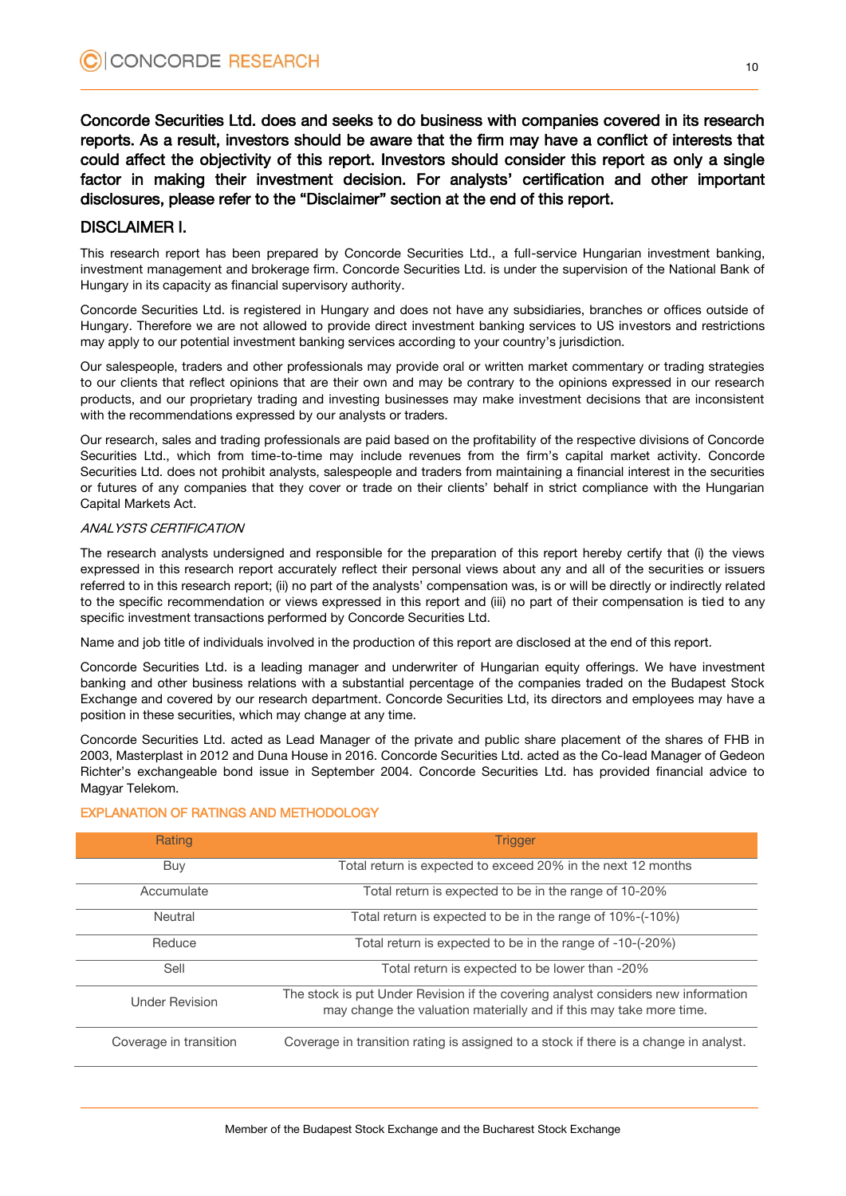**Concorde Securities Ltd. does and seeks to do business with companies covered in its research reports. As a result, investors should be aware that the firm may have a conflict of interests that could affect the objectivity of this report. Investors should consider this report as only a single factor in making their investment decision. For analysts' certification and other important disclosures, please refer to the "Disclaimer" section at the end of this report.**

## DISCLAIMER I.

This research report has been prepared by Concorde Securities Ltd., a full-service Hungarian investment banking, investment management and brokerage firm. Concorde Securities Ltd. is under the supervision of the National Bank of Hungary in its capacity as financial supervisory authority.

Concorde Securities Ltd. is registered in Hungary and does not have any subsidiaries, branches or offices outside of Hungary. Therefore we are not allowed to provide direct investment banking services to US investors and restrictions may apply to our potential investment banking services according to your country's jurisdiction.

Our salespeople, traders and other professionals may provide oral or written market commentary or trading strategies to our clients that reflect opinions that are their own and may be contrary to the opinions expressed in our research products, and our proprietary trading and investing businesses may make investment decisions that are inconsistent with the recommendations expressed by our analysts or traders.

Our research, sales and trading professionals are paid based on the profitability of the respective divisions of Concorde Securities Ltd., which from time-to-time may include revenues from the firm's capital market activity. Concorde Securities Ltd. does not prohibit analysts, salespeople and traders from maintaining a financial interest in the securities or futures of any companies that they cover or trade on their clients' behalf in strict compliance with the Hungarian Capital Markets Act.

*ANALYSTS CERTIFICATION*

The research analysts undersigned and responsible for the preparation of this report hereby certify that (i) the views expressed in this research report accurately reflect their personal views about any and all of the securities or issuers referred to in this research report; (ii) no part of the analysts' compensation was, is or will be directly or indirectly related to the specific recommendation or views expressed in this report and (iii) no part of their compensation is tied to any specific investment transactions performed by Concorde Securities Ltd.

Name and job title of individuals involved in the production of this report are disclosed at the end of this report.

Concorde Securities Ltd. is a leading manager and underwriter of Hungarian equity offerings. We have investment banking and other business relations with a substantial percentage of the companies traded on the Budapest Stock Exchange and covered by our research department. Concorde Securities Ltd, its directors and employees may have a position in these securities, which may change at any time.

Concorde Securities Ltd. acted as Lead Manager of the private and public share placement of the shares of FHB in 2003, Masterplast in 2012 and Duna House in 2016. Concorde Securities Ltd. acted as the Co-lead Manager of Gedeon Richter's exchangeable bond issue in September 2004. Concorde Securities Ltd. has provided financial advice to Magyar Telekom.

### EXPLANATION OF RATINGS AND METHODOLOGY

| Rating | Trigger |
| --- | --- |
| Buy | Total return is expected to exceed 20% in the next 12 months |
| Accumulate | Total return is expected to be in the range of 10-20% |
| Neutral | Total return is expected to be in the range of 10%-(-10%) |
| Reduce | Total return is expected to be in the range of -10-(-20%) |
| Sell | Total return is expected to be lower than -20% |
| Under Revision | The stock is put Under Revision if the covering analyst considers new information may change the valuation materially and if this may take more time. |
| Coverage in transition | Coverage in transition rating is assigned to a stock if there is a change in analyst. |

Member of the Budapest Stock Exchange and the Bucharest Stock Exchange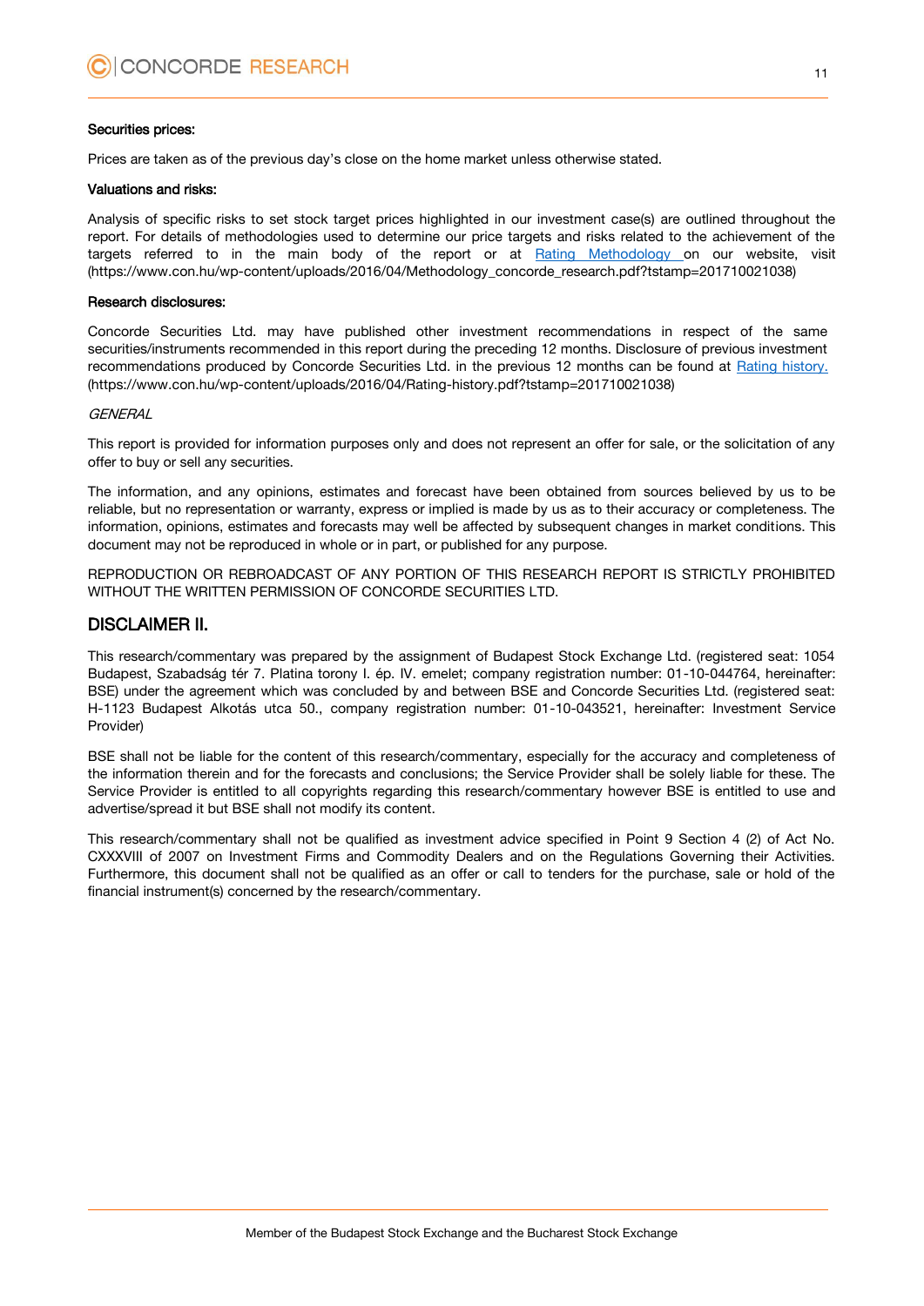**Securities prices:**

Prices are taken as of the previous day's close on the home market unless otherwise stated.

**Valuations and risks:**

Analysis of specific risks to set stock target prices highlighted in our investment case(s) are outlined throughout the report. For details of methodologies used to determine our price targets and risks related to the achievement of the targets referred to in the main body of the report or at [Rating Methodology](https://www.con.hu/wp-content/uploads/2016/04/Methodology_concorde_research.pdf?tstamp=201710021038) on our website, visit (https://www.con.hu/wp-content/uploads/2016/04/Methodology_concorde_research.pdf?tstamp=201710021038)

**Research disclosures:**

Concorde Securities Ltd. may have published other investment recommendations in respect of the same securities/instruments recommended in this report during the preceding 12 months. Disclosure of previous investment recommendations produced by Concorde Securities Ltd. in the previous 12 months can be found at [Rating history.](https://www.con.hu/wp-content/uploads/2016/04/Rating-history.pdf?tstamp=201710021038) (https://www.con.hu/wp-content/uploads/2016/04/Rating-history.pdf?tstamp=201710021038)

*GENERAL*

This report is provided for information purposes only and does not represent an offer for sale, or the solicitation of any offer to buy or sell any securities.

The information, and any opinions, estimates and forecast have been obtained from sources believed by us to be reliable, but no representation or warranty, express or implied is made by us as to their accuracy or completeness. The information, opinions, estimates and forecasts may well be affected by subsequent changes in market conditions. This document may not be reproduced in whole or in part, or published for any purpose.

REPRODUCTION OR REBROADCAST OF ANY PORTION OF THIS RESEARCH REPORT IS STRICTLY PROHIBITED WITHOUT THE WRITTEN PERMISSION OF CONCORDE SECURITIES LTD.

## DISCLAIMER II.

This research/commentary was prepared by the assignment of Budapest Stock Exchange Ltd. (registered seat: 1054 Budapest, Szabadság tér 7. Platina torony I. ép. IV. emelet; company registration number: 01-10-044764, hereinafter: BSE) under the agreement which was concluded by and between BSE and Concorde Securities Ltd. (registered seat: H-1123 Budapest Alkotás utca 50., company registration number: 01-10-043521, hereinafter: Investment Service Provider)

BSE shall not be liable for the content of this research/commentary, especially for the accuracy and completeness of the information therein and for the forecasts and conclusions; the Service Provider shall be solely liable for these. The Service Provider is entitled to all copyrights regarding this research/commentary however BSE is entitled to use and advertise/spread it but BSE shall not modify its content.

This research/commentary shall not be qualified as investment advice specified in Point 9 Section 4 (2) of Act No. CXXXVIII of 2007 on Investment Firms and Commodity Dealers and on the Regulations Governing their Activities. Furthermore, this document shall not be qualified as an offer or call to tenders for the purchase, sale or hold of the financial instrument(s) concerned by the research/commentary.